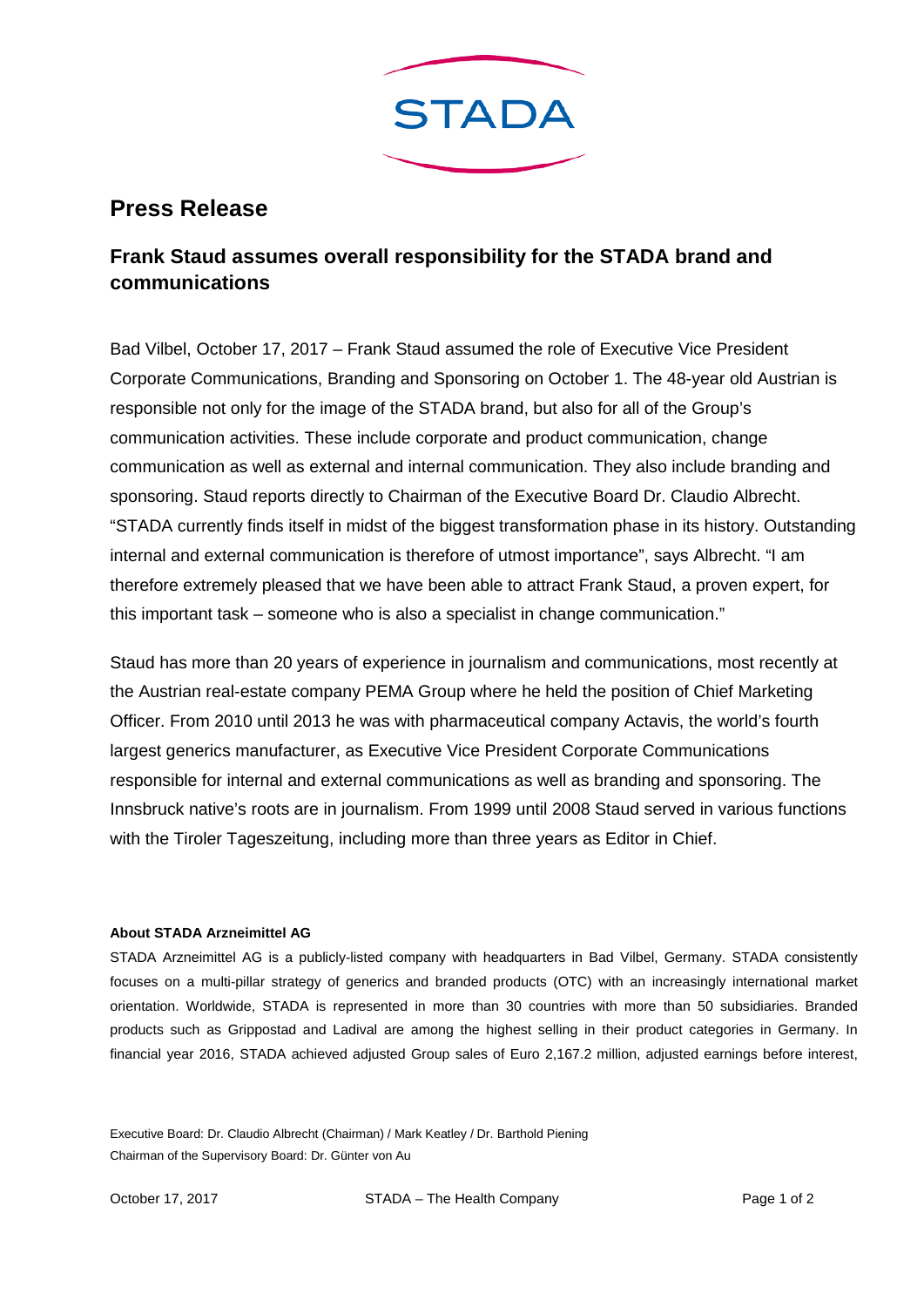STADA

# Press Release

## Frank Staud assumes overall responsibility for the STADA brand and communications

Bad Vilbel, October 17, 2017 – Frank Staud assumed the role of Executive Vice President Corporate Communications, Branding and Sponsoring on October 1. The 48-year old Austrian is responsible not only for the image of the STADA brand, but also for all of the Group's communication activities. These include corporate and product communication, change communication as well as external and internal communication. They also include branding and sponsoring. Staud reports directly to Chairman of the Executive Board Dr. Claudio Albrecht. "STADA currently finds itself in midst of the biggest transformation phase in its history. Outstanding internal and external communication is therefore of utmost importance", says Albrecht. "I am therefore extremely pleased that we have been able to attract Frank Staud, a proven expert, for this important task – someone who is also a specialist in change communication."

Staud has more than 20 years of experience in journalism and communications, most recently at the Austrian real-estate company PEMA Group where he held the position of Chief Marketing Officer. From 2010 until 2013 he was with pharmaceutical company Actavis, the world's fourth largest generics manufacturer, as Executive Vice President Corporate Communications responsible for internal and external communications as well as branding and sponsoring. The Innsbruck native's roots are in journalism. From 1999 until 2008 Staud served in various functions with the Tiroler Tageszeitung, including more than three years as Editor in Chief.

**About STADA Arzneimittel AG**

STADA Arzneimittel AG is a publicly-listed company with headquarters in Bad Vilbel, Germany. STADA consistently focuses on a multi-pillar strategy of generics and branded products (OTC) with an increasingly international market orientation. Worldwide, STADA is represented in more than 30 countries with more than 50 subsidiaries. Branded products such as Grippostad and Ladival are among the highest selling in their product categories in Germany. In financial year 2016, STADA achieved adjusted Group sales of Euro 2,167.2 million, adjusted earnings before interest,

Executive Board: Dr. Claudio Albrecht (Chairman) / Mark Keatley / Dr. Barthold Piening
Chairman of the Supervisory Board: Dr. Günter von Au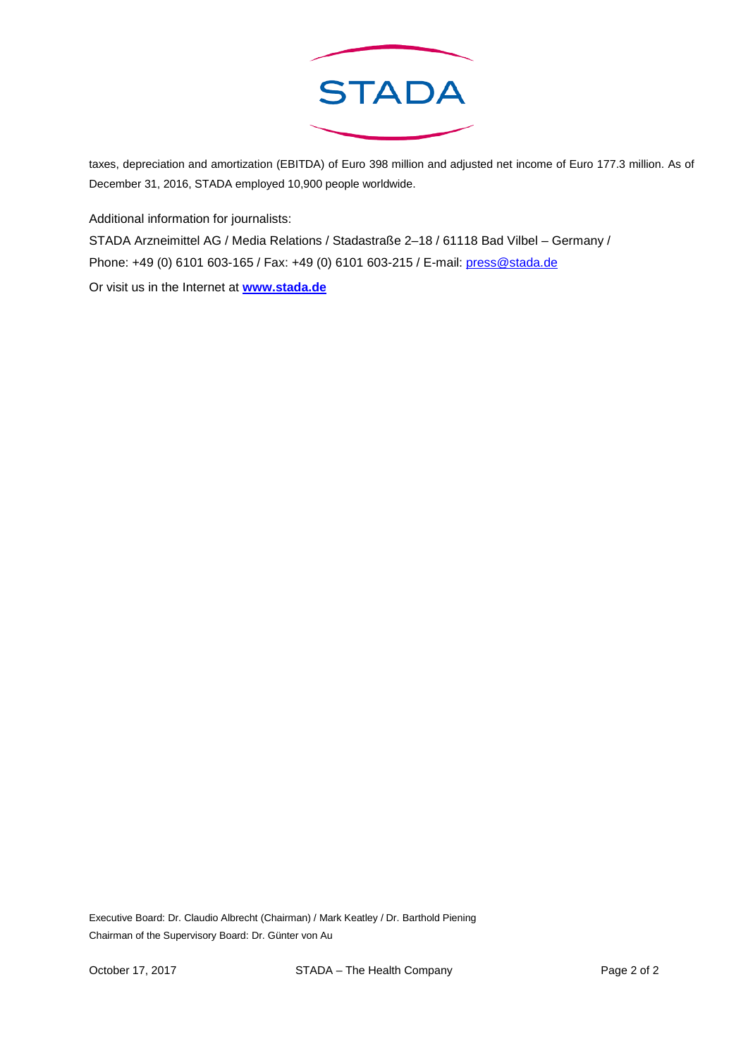taxes, depreciation and amortization (EBITDA) of Euro 398 million and adjusted net income of Euro 177.3 million. As of December 31, 2016, STADA employed 10,900 people worldwide.

Additional information for journalists:

STADA Arzneimittel AG / Media Relations / Stadastraße 2–18 / 61118 Bad Vilbel – Germany /
Phone: +49 (0) 6101 603-165 / Fax: +49 (0) 6101 603-215 / E-mail: press@stada.de

Or visit us in the Internet at **www.stada.de**

Executive Board: Dr. Claudio Albrecht (Chairman) / Mark Keatley / Dr. Barthold Piening
Chairman of the Supervisory Board: Dr. Günter von Au